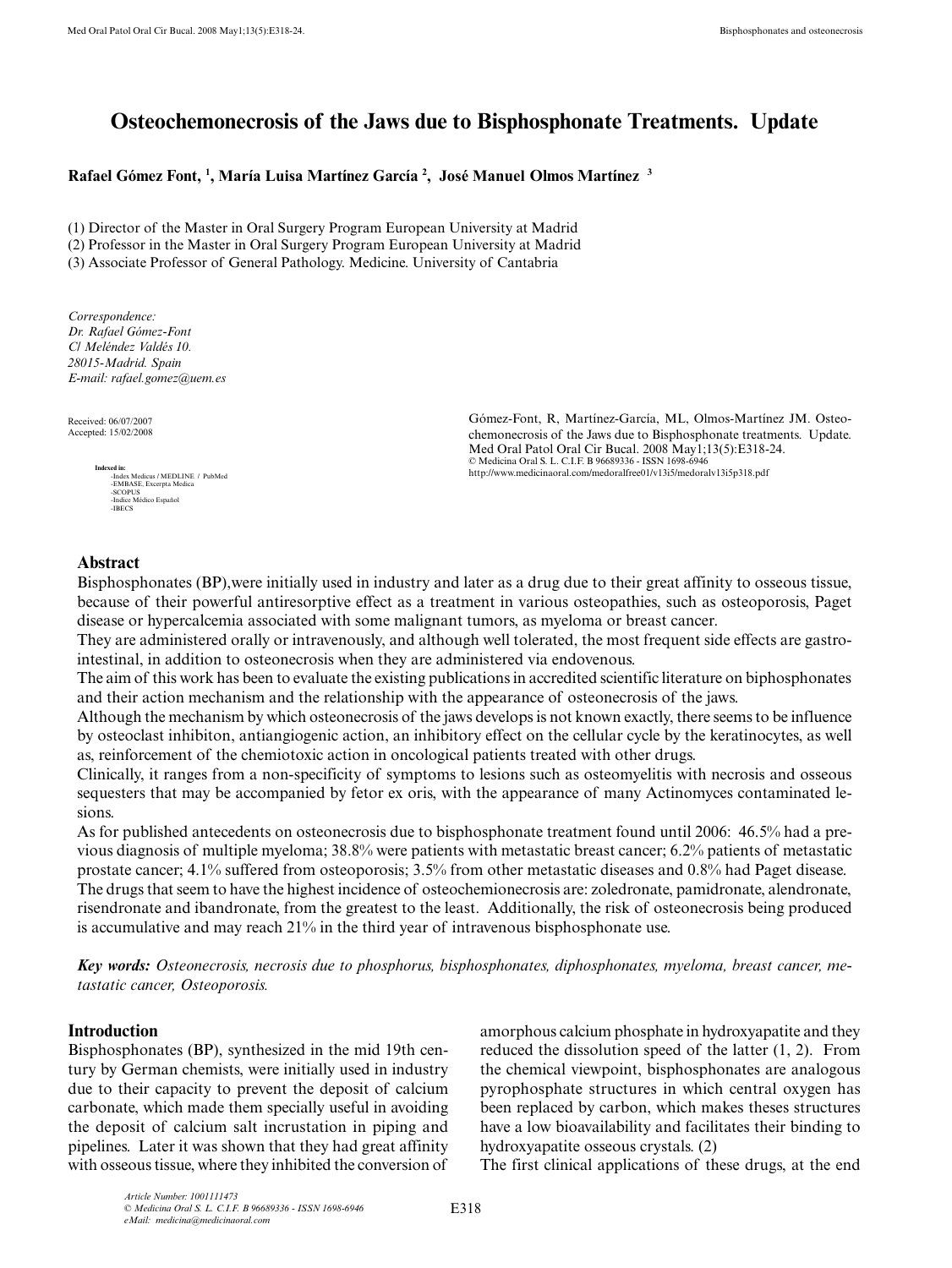# Osteochemonecrosis of the Jaws due to Bisphosphonate Treatments. Update

**Rafael Gómez Font, [1], María Luisa Martínez García [2], José Manuel Olmos Martínez [3]**

(1) Director of the Master in Oral Surgery Program European University at Madrid
(2) Professor in the Master in Oral Surgery Program European University at Madrid
(3) Associate Professor of General Pathology. Medicine. University of Cantabria

*Correspondence:*
*Dr. Rafael Gómez-Font*
*C/ Meléndez Valdés 10.*
*28015-Madrid. Spain*
*E-mail: rafael.gomez@uem.es*

Received: 06/07/2007
Accepted: 15/02/2008

**Indexed in:**
-Index Medicus / MEDLINE / PubMed
-EMBASE, Excerpta Medica
-SCOPUS
-Indice Médico Español
-IBECS

Gómez-Font, R, Martínez-García, ML, Olmos-Martínez JM. Osteochemonecrosis of the Jaws due to Bisphosphonate treatments. Update. Med Oral Patol Oral Cir Bucal. 2008 May1;13(5):E318-24.
© Medicina Oral S. L. C.I.F. B 96689336 - ISSN 1698-6946
http://www.medicinaoral.com/medoralfree01/v13i5/medoralv13i5p318.pdf

## Abstract

Bisphosphonates (BP),were initially used in industry and later as a drug due to their great affinity to osseous tissue, because of their powerful antiresorptive effect as a treatment in various osteopathies, such as osteoporosis, Paget disease or hypercalcemia associated with some malignant tumors, as myeloma or breast cancer.

They are administered orally or intravenously, and although well tolerated, the most frequent side effects are gastrointestinal, in addition to osteonecrosis when they are administered via endovenous.

The aim of this work has been to evaluate the existing publications in accredited scientific literature on biphosphonates and their action mechanism and the relationship with the appearance of osteonecrosis of the jaws.

Although the mechanism by which osteonecrosis of the jaws develops is not known exactly, there seems to be influence by osteoclast inhibiton, antiangiogenic action, an inhibitory effect on the cellular cycle by the keratinocytes, as well as, reinforcement of the chemiotoxic action in oncological patients treated with other drugs.

Clinically, it ranges from a non-specificity of symptoms to lesions such as osteomyelitis with necrosis and osseous sequesters that may be accompanied by fetor ex oris, with the appearance of many Actinomyces contaminated lesions.

As for published antecedents on osteonecrosis due to bisphosphonate treatment found until 2006: 46.5% had a previous diagnosis of multiple myeloma; 38.8% were patients with metastatic breast cancer; 6.2% patients of metastatic prostate cancer; 4.1% suffered from osteoporosis; 3.5% from other metastatic diseases and 0.8% had Paget disease.

The drugs that seem to have the highest incidence of osteochemionecrosis are: zoledronate, pamidronate, alendronate, risendronate and ibandronate, from the greatest to the least. Additionally, the risk of osteonecrosis being produced is accumulative and may reach 21% in the third year of intravenous bisphosphonate use.

***Key words:*** *Osteonecrosis, necrosis due to phosphorus, bisphosphonates, diphosphonates, myeloma, breast cancer, metastatic cancer, Osteoporosis.*

## Introduction

Bisphosphonates (BP), synthesized in the mid 19th century by German chemists, were initially used in industry due to their capacity to prevent the deposit of calcium carbonate, which made them specially useful in avoiding the deposit of calcium salt incrustation in piping and pipelines. Later it was shown that they had great affinity with osseous tissue, where they inhibited the conversion of amorphous calcium phosphate in hydroxyapatite and they reduced the dissolution speed of the latter (1, 2). From the chemical viewpoint, bisphosphonates are analogous pyrophosphate structures in which central oxygen has been replaced by carbon, which makes theses structures have a low bioavailability and facilitates their binding to hydroxyapatite osseous crystals. (2)

The first clinical applications of these drugs, at the end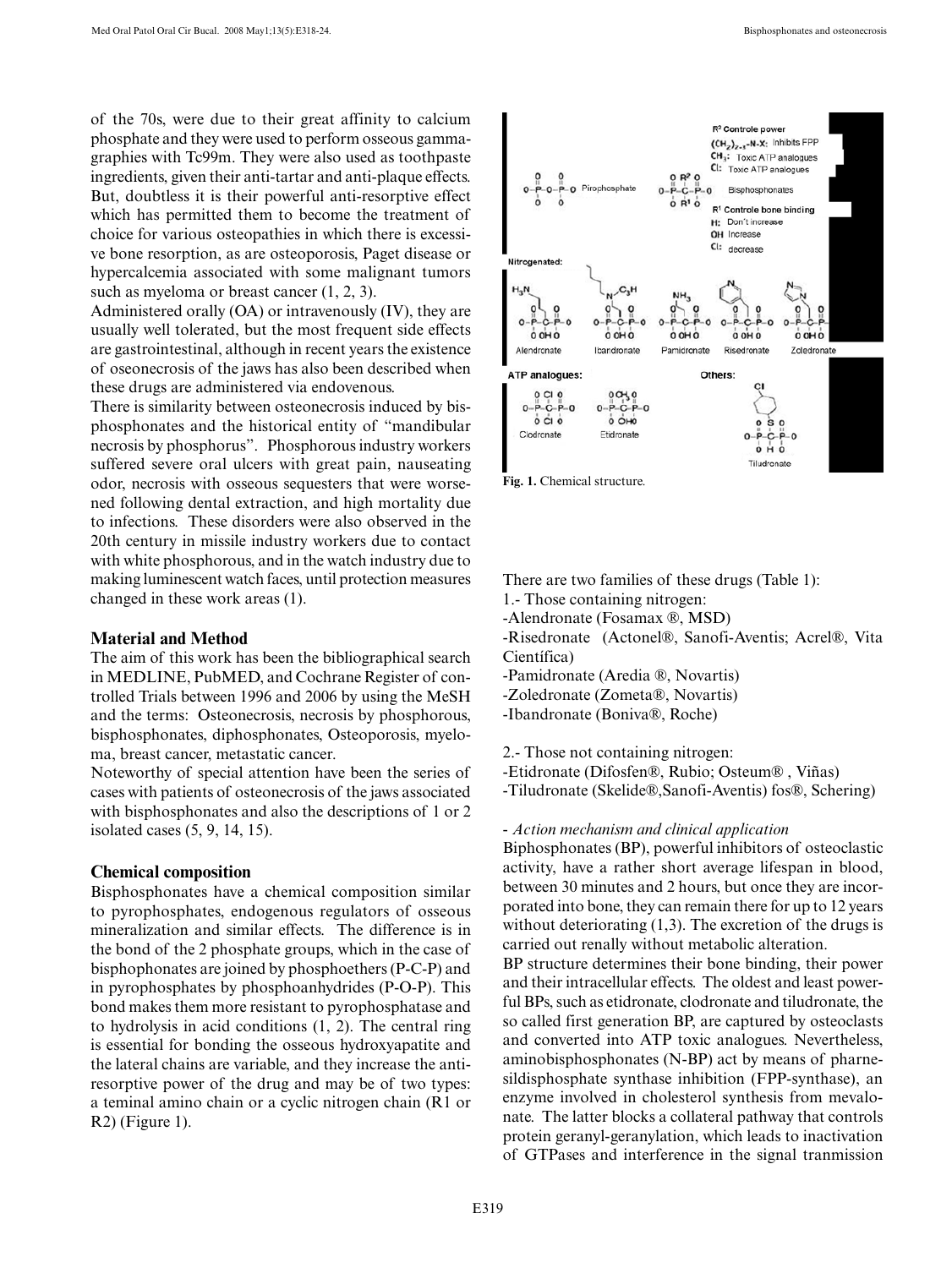of the 70s, were due to their great affinity to calcium phosphate and they were used to perform osseous gammagraphies with Tc99m. They were also used as toothpaste ingredients, given their anti-tartar and anti-plaque effects. But, doubtless it is their powerful anti-resorptive effect which has permitted them to become the treatment of choice for various osteopathies in which there is excessive bone resorption, as are osteoporosis, Paget disease or hypercalcemia associated with some malignant tumors such as myeloma or breast cancer (1, 2, 3).

Administered orally (OA) or intravenously (IV), they are usually well tolerated, but the most frequent side effects are gastrointestinal, although in recent years the existence of oseonecrosis of the jaws has also been described when these drugs are administered via endovenous.

There is similarity between osteonecrosis induced by bisphosphonates and the historical entity of "mandibular necrosis by phosphorus". Phosphorous industry workers suffered severe oral ulcers with great pain, nauseating odor, necrosis with osseous sequesters that were worsened following dental extraction, and high mortality due to infections. These disorders were also observed in the 20th century in missile industry workers due to contact with white phosphorous, and in the watch industry due to making luminescent watch faces, until protection measures changed in these work areas (1).

## Material and Method

The aim of this work has been the bibliographical search in MEDLINE, PubMED, and Cochrane Register of controlled Trials between 1996 and 2006 by using the MeSH and the terms: Osteonecrosis, necrosis by phosphorous, bisphosphonates, diphosphonates, Osteoporosis, myeloma, breast cancer, metastatic cancer.

Noteworthy of special attention have been the series of cases with patients of osteonecrosis of the jaws associated with bisphosphonates and also the descriptions of 1 or 2 isolated cases (5, 9, 14, 15).

## Chemical composition

Bisphosphonates have a chemical composition similar to pyrophosphates, endogenous regulators of osseous mineralization and similar effects. The difference is in the bond of the 2 phosphate groups, which in the case of bisphophonates are joined by phosphoethers (P-C-P) and in pyrophosphates by phosphoanhydrides (P-O-P). This bond makes them more resistant to pyrophosphatase and to hydrolysis in acid conditions (1, 2). The central ring is essential for bonding the osseous hydroxyapatite and the lateral chains are variable, and they increase the antiresorptive power of the drug and may be of two types: a teminal amino chain or a cyclic nitrogen chain (R1 or R2) (Figure 1).

Fig. 1. Chemical structure.

There are two families of these drugs (Table 1):

1.- Those containing nitrogen:

-Alendronate (Fosamax ®, MSD)

-Risedronate (Actonel®, Sanofi-Aventis; Acrel®, Vita Científica)

-Pamidronate (Aredia ®, Novartis)

-Zoledronate (Zometa®, Novartis)

-Ibandronate (Boniva®, Roche)

2.- Those not containing nitrogen:

-Etidronate (Difosfen®, Rubio; Osteum® , Viñas)

-Tiludronate (Skelide®,Sanofi-Aventis) fos®, Schering)

- *Action mechanism and clinical application*

Biphosphonates (BP), powerful inhibitors of osteoclastic activity, have a rather short average lifespan in blood, between 30 minutes and 2 hours, but once they are incorporated into bone, they can remain there for up to 12 years without deteriorating (1,3). The excretion of the drugs is carried out renally without metabolic alteration.

BP structure determines their bone binding, their power and their intracellular effects. The oldest and least powerful BPs, such as etidronate, clodronate and tiludronate, the so called first generation BP, are captured by osteoclasts and converted into ATP toxic analogues. Nevertheless, aminobisphosphonates (N-BP) act by means of pharnesildisphosphate synthase inhibition (FPP-synthase), an enzyme involved in cholesterol synthesis from mevalonate. The latter blocks a collateral pathway that controls protein geranyl-geranylation, which leads to inactivation of GTPases and interference in the signal tranmission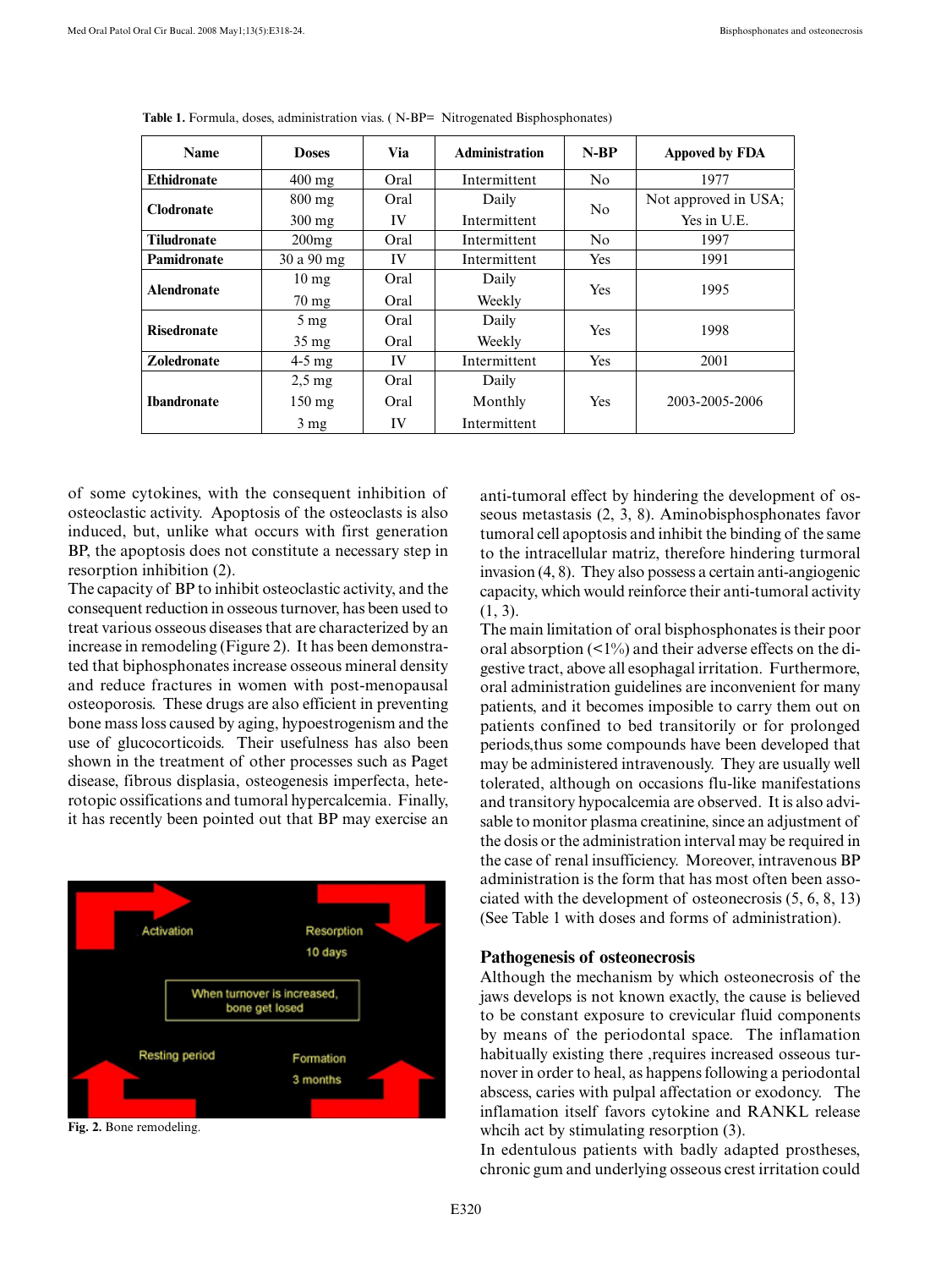**Table 1.** Formula, doses, administration vias. ( N-BP= Nitrogenated Bisphosphonates)

| Name | Doses | Via | Administration | N-BP | Appoved by FDA |
|---|---|---|---|---|---|
| **Ethidronate** | 400 mg | Oral | Intermittent | No | 1977 |
| **Clodronate** | 800 mg | Oral | Daily | No | Not approved in USA; |
| | 300 mg | IV | Intermittent | | Yes in U.E. |
| **Tiludronate** | 200mg | Oral | Intermittent | No | 1997 |
| **Pamidronate** | 30 a 90 mg | IV | Intermittent | Yes | 1991 |
| **Alendronate** | 10 mg | Oral | Daily | Yes | 1995 |
| | 70 mg | Oral | Weekly | | |
| **Risedronate** | 5 mg | Oral | Daily | Yes | 1998 |
| | 35 mg | Oral | Weekly | | |
| **Zoledronate** | 4-5 mg | IV | Intermittent | Yes | 2001 |
| **Ibandronate** | 2,5 mg | Oral | Daily | Yes | 2003-2005-2006 |
| | 150 mg | Oral | Monthly | | |
| | 3 mg | IV | Intermittent | | |

of some cytokines, with the consequent inhibition of osteoclastic activity. Apoptosis of the osteoclasts is also induced, but, unlike what occurs with first generation BP, the apoptosis does not constitute a necessary step in resorption inhibition (2).

The capacity of BP to inhibit osteoclastic activity, and the consequent reduction in osseous turnover, has been used to treat various osseous diseases that are characterized by an increase in remodeling (Figure 2). It has been demonstrated that biphosphonates increase osseous mineral density and reduce fractures in women with post-menopausal osteoporosis. These drugs are also efficient in preventing bone mass loss caused by aging, hypoestrogenism and the use of glucocorticoids. Their usefulness has also been shown in the treatment of other processes such as Paget disease, fibrous displasia, osteogenesis imperfecta, heterotopic ossifications and tumoral hypercalcemia. Finally, it has recently been pointed out that BP may exercise an anti-tumoral effect by hindering the development of osseous metastasis (2, 3, 8). Aminobisphosphonates favor tumoral cell apoptosis and inhibit the binding of the same to the intracellular matriz, therefore hindering turmoral invasion (4, 8). They also possess a certain anti-angiogenic capacity, which would reinforce their anti-tumoral activity (1, 3).

The main limitation of oral bisphosphonates is their poor oral absorption (<1%) and their adverse effects on the digestive tract, above all esophagal irritation. Furthermore, oral administration guidelines are inconvenient for many patients, and it becomes imposible to carry them out on patients confined to bed transitorily or for prolonged periods,thus some compounds have been developed that may be administered intravenously. They are usually well tolerated, although on occasions flu-like manifestations and transitory hypocalcemia are observed. It is also advisable to monitor plasma creatinine, since an adjustment of the dosis or the administration interval may be required in the case of renal insufficiency. Moreover, intravenous BP administration is the form that has most often been associated with the development of osteonecrosis (5, 6, 8, 13) (See Table 1 with doses and forms of administration).

Activation — Resorption 10 days — When turnover is increased, bone get losed — Resting period — Formation 3 months

**Fig. 2.** Bone remodeling.

## Pathogenesis of osteonecrosis

Although the mechanism by which osteonecrosis of the jaws develops is not known exactly, the cause is believed to be constant exposure to crevicular fluid components by means of the periodontal space. The inflamation habitually existing there ,requires increased osseous turnover in order to heal, as happens following a periodontal abscess, caries with pulpal affectation or exodoncy. The inflamation itself favors cytokine and RANKL release whcih act by stimulating resorption (3).

In edentulous patients with badly adapted prostheses, chronic gum and underlying osseous crest irritation could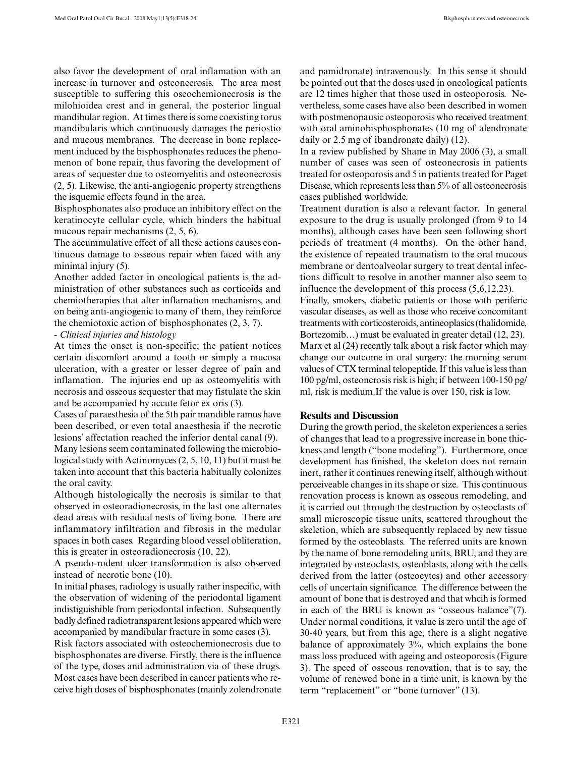also favor the development of oral inflamation with an increase in turnover and osteonecrosis. The area most susceptible to suffering this oseochemionecrosis is the milohioidea crest and in general, the posterior lingual mandibular region. At times there is some coexisting torus mandibularis which continuously damages the periostio and mucous membranes. The decrease in bone replacement induced by the bisphosphonates reduces the phenomenon of bone repair, thus favoring the development of areas of sequester due to osteomyelitis and osteonecrosis (2, 5). Likewise, the anti-angiogenic property strengthens the isquemic effects found in the area.

Bisphosphonates also produce an inhibitory effect on the keratinocyte cellular cycle, which hinders the habitual mucous repair mechanisms (2, 5, 6).

The accummulative effect of all these actions causes continuous damage to osseous repair when faced with any minimal injury (5).

Another added factor in oncological patients is the administration of other substances such as corticoids and chemiotherapies that alter inflamation mechanisms, and on being anti-angiogenic to many of them, they reinforce the chemiotoxic action of bisphosphonates (2, 3, 7).

- *Clinical injuries and histology*

At times the onset is non-specific; the patient notices certain discomfort around a tooth or simply a mucosa ulceration, with a greater or lesser degree of pain and inflamation. The injuries end up as osteomyelitis with necrosis and osseous sequester that may fistulate the skin and be accompanied by accute fetor ex oris (3).

Cases of paraesthesia of the 5th pair mandible ramus have been described, or even total anaesthesia if the necrotic lesions' affectation reached the inferior dental canal (9).

Many lesions seem contaminated following the microbiological study with Actinomyces (2, 5, 10, 11) but it must be taken into account that this bacteria habitually colonizes the oral cavity.

Although histologically the necrosis is similar to that observed in osteoradionecrosis, in the last one alternates dead areas with residual nests of living bone. There are inflammatory infiltration and fibrosis in the medular spaces in both cases. Regarding blood vessel obliteration, this is greater in osteoradionecrosis (10, 22).

A pseudo-rodent ulcer transformation is also observed instead of necrotic bone (10).

In initial phases, radiology is usually rather inspecific, with the observation of widening of the periodontal ligament indistiguishible from periodontal infection. Subsequently badly defined radiotransparent lesions appeared which were accompanied by mandibular fracture in some cases (3).

Risk factors associated with osteochemionecrosis due to bisphosphonates are diverse. Firstly, there is the influence of the type, doses and administration via of these drugs. Most cases have been described in cancer patients who receive high doses of bisphosphonates (mainly zolendronate and pamidronate) intravenously. In this sense it should be pointed out that the doses used in oncological patients are 12 times higher that those used in osteoporosis. Nevertheless, some cases have also been described in women with postmenopausic osteoporosis who received treatment with oral aminobisphosphonates (10 mg of alendronate daily or 2.5 mg of ibandronate daily) (12).

In a review published by Shane in May 2006 (3), a small number of cases was seen of osteonecrosis in patients treated for osteoporosis and 5 in patients treated for Paget Disease, which represents less than 5% of all osteonecrosis cases published worldwide.

Treatment duration is also a relevant factor. In general exposure to the drug is usually prolonged (from 9 to 14 months), although cases have been seen following short periods of treatment (4 months). On the other hand, the existence of repeated traumatism to the oral mucous membrane or dentoalveolar surgery to treat dental infections difficult to resolve in another manner also seem to influence the development of this process (5,6,12,23).

Finally, smokers, diabetic patients or those with periferic vascular diseases, as well as those who receive concomitant treatments with corticosteroids, antineoplasics (thalidomide, Bortezomib…) must be evaluated in greater detail (12, 23).

Marx et al (24) recently talk about a risk factor which may change our outcome in oral surgery: the morning serum values of CTX terminal telopeptide. If this value is less than 100 pg/ml, osteoncrosis risk is high; if between 100-150 pg/ml, risk is medium.If the value is over 150, risk is low.

## Results and Discussion

During the growth period, the skeleton experiences a series of changes that lead to a progressive increase in bone thickness and length ("bone modeling"). Furthermore, once development has finished, the skeleton does not remain inert, rather it continues renewing itself, although without perceiveable changes in its shape or size. This continuous renovation process is known as osseous remodeling, and it is carried out through the destruction by osteoclasts of small microscopic tissue units, scattered throughout the skeletion, which are subsequently replaced by new tissue formed by the osteoblasts. The referred units are known by the name of bone remodeling units, BRU, and they are integrated by osteoclasts, osteoblasts, along with the cells derived from the latter (osteocytes) and other accessory cells of uncertain significance. The difference between the amount of bone that is destroyed and that whcih is formed in each of the BRU is known as "osseous balance"(7). Under normal conditions, it value is zero until the age of 30-40 years, but from this age, there is a slight negative balance of approximately 3%, which explains the bone mass loss produced with ageing and osteoporosis (Figure 3). The speed of osseous renovation, that is to say, the volume of renewed bone in a time unit, is known by the term "replacement" or "bone turnover" (13).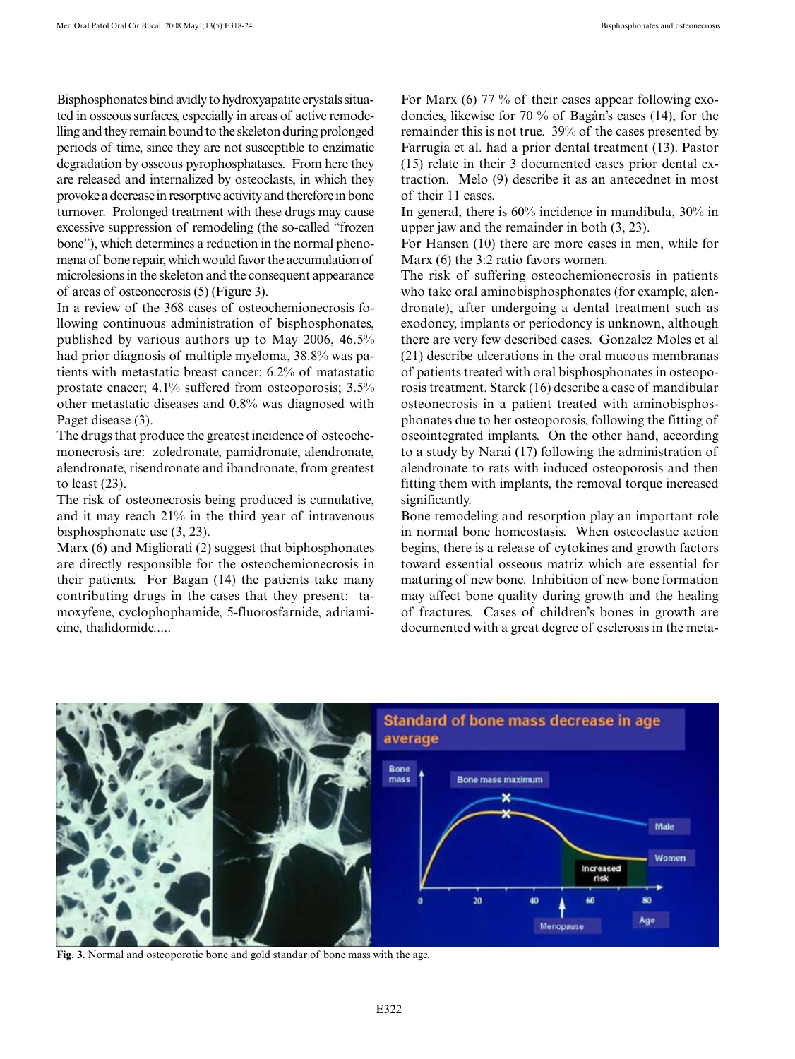Bisphosphonates bind avidly to hydroxyapatite crystals situated in osseous surfaces, especially in areas of active remodelling and they remain bound to the skeleton during prolonged periods of time, since they are not susceptible to enzimatic degradation by osseous pyrophosphatases. From here they are released and internalized by osteoclasts, in which they provoke a decrease in resorptive activity and therefore in bone turnover. Prolonged treatment with these drugs may cause excessive suppression of remodeling (the so-called "frozen bone"), which determines a reduction in the normal phenomena of bone repair, which would favor the accumulation of microlesions in the skeleton and the consequent appearance of areas of osteonecrosis (5) (Figure 3).

In a review of the 368 cases of osteochemionecrosis following continuous administration of bisphosphonates, published by various authors up to May 2006, 46.5% had prior diagnosis of multiple myeloma, 38.8% was patients with metastatic breast cancer; 6.2% of matastatic prostate cnacer; 4.1% suffered from osteoporosis; 3.5% other metastatic diseases and 0.8% was diagnosed with Paget disease (3).

The drugs that produce the greatest incidence of osteochemonecrosis are: zoledronate, pamidronate, alendronate, alendronate, risendronate and ibandronate, from greatest to least (23).

The risk of osteonecrosis being produced is cumulative, and it may reach 21% in the third year of intravenous bisphosphonate use (3, 23).

Marx (6) and Migliorati (2) suggest that biphosphonates are directly responsible for the osteochemionecrosis in their patients. For Bagan (14) the patients take many contributing drugs in the cases that they present: tamoxyfene, cyclophophamide, 5-fluorosfarnide, adriamicine, thalidomide.....

For Marx (6) 77 % of their cases appear following exodoncies, likewise for 70 % of Bagán's cases (14), for the remainder this is not true. 39% of the cases presented by Farrugia et al. had a prior dental treatment (13). Pastor (15) relate in their 3 documented cases prior dental extraction. Melo (9) describe it as an antecednet in most of their 11 cases.

In general, there is 60% incidence in mandibula, 30% in upper jaw and the remainder in both (3, 23).

For Hansen (10) there are more cases in men, while for Marx (6) the 3:2 ratio favors women.

The risk of suffering osteochemionecrosis in patients who take oral aminobisphosphonates (for example, alendronate), after undergoing a dental treatment such as exodoncy, implants or periodoncy is unknown, although there are very few described cases. Gonzalez Moles et al (21) describe ulcerations in the oral mucous membranas of patients treated with oral bisphosphonates in osteoporosis treatment. Starck (16) describe a case of mandibular osteonecrosis in a patient treated with aminobisphosphonates due to her osteoporosis, following the fitting of oseointegrated implants. On the other hand, according to a study by Narai (17) following the administration of alendronate to rats with induced osteoporosis and then fitting them with implants, the removal torque increased significantly.

Bone remodeling and resorption play an important role in normal bone homeostasis. When osteoclastic action begins, there is a release of cytokines and growth factors toward essential osseous matriz which are essential for maturing of new bone. Inhibition of new bone formation may affect bone quality during growth and the healing of fractures. Cases of children's bones in growth are documented with a great degree of esclerosis in the meta-

**Fig. 3.** Normal and osteoporotic bone and gold standar of bone mass with the age.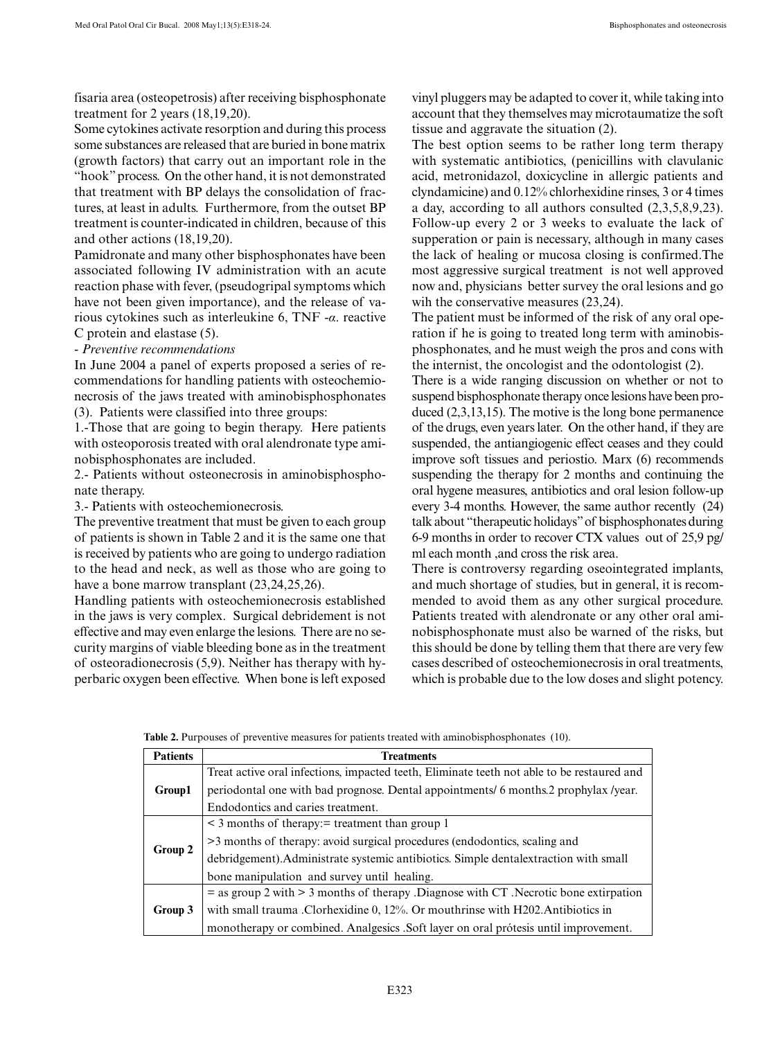fisaria area (osteopetrosis) after receiving bisphosphonate treatment for 2 years (18,19,20).

Some cytokines activate resorption and during this process some substances are released that are buried in bone matrix (growth factors) that carry out an important role in the "hook" process. On the other hand, it is not demonstrated that treatment with BP delays the consolidation of fractures, at least in adults. Furthermore, from the outset BP treatment is counter-indicated in children, because of this and other actions (18,19,20).

Pamidronate and many other bisphosphonates have been associated following IV administration with an acute reaction phase with fever, (pseudogripal symptoms which have not been given importance), and the release of various cytokines such as interleukine 6, TNF -$\alpha$. reactive C protein and elastase (5).

- *Preventive recommendations*

In June 2004 a panel of experts proposed a series of recommendations for handling patients with osteochemionecrosis of the jaws treated with aminobisphosphonates (3). Patients were classified into three groups:

1.-Those that are going to begin therapy. Here patients with osteoporosis treated with oral alendronate type aminobisphosphonates are included.

2.- Patients without osteonecrosis in aminobisphosphonate therapy.

3.- Patients with osteochemionecrosis.

The preventive treatment that must be given to each group of patients is shown in Table 2 and it is the same one that is received by patients who are going to undergo radiation to the head and neck, as well as those who are going to have a bone marrow transplant (23,24,25,26).

Handling patients with osteochemionecrosis established in the jaws is very complex. Surgical debridement is not effective and may even enlarge the lesions. There are no security margins of viable bleeding bone as in the treatment of osteoradionecrosis (5,9). Neither has therapy with hyperbaric oxygen been effective. When bone is left exposed vinyl pluggers may be adapted to cover it, while taking into account that they themselves may microtaumatize the soft tissue and aggravate the situation (2).

The best option seems to be rather long term therapy with systematic antibiotics, (penicillins with clavulanic acid, metronidazol, doxicycline in allergic patients and clyndamicine) and 0.12% chlorhexidine rinses, 3 or 4 times a day, according to all authors consulted (2,3,5,8,9,23). Follow-up every 2 or 3 weeks to evaluate the lack of supperation or pain is necessary, although in many cases the lack of healing or mucosa closing is confirmed.The most aggressive surgical treatment is not well approved now and, physicians better survey the oral lesions and go wih the conservative measures (23,24).

The patient must be informed of the risk of any oral operation if he is going to treated long term with aminobisphosphonates, and he must weigh the pros and cons with the internist, the oncologist and the odontologist (2).

There is a wide ranging discussion on whether or not to suspend bisphosphonate therapy once lesions have been produced (2,3,13,15). The motive is the long bone permanence of the drugs, even years later. On the other hand, if they are suspended, the antiangiogenic effect ceases and they could improve soft tissues and periostio. Marx (6) recommends suspending the therapy for 2 months and continuing the oral hygene measures, antibiotics and oral lesion follow-up every 3-4 months. However, the same author recently (24) talk about "therapeutic holidays" of bisphosphonates during 6-9 months in order to recover CTX values out of 25,9 pg/ml each month ,and cross the risk area.

There is controversy regarding oseointegrated implants, and much shortage of studies, but in general, it is recommended to avoid them as any other surgical procedure. Patients treated with alendronate or any other oral aminobisphosphonate must also be warned of the risks, but this should be done by telling them that there are very few cases described of osteochemionecrosis in oral treatments, which is probable due to the low doses and slight potency.

**Table 2.** Purpouses of preventive measures for patients treated with aminobisphosphonates (10).

| Patients | Treatments |
|---|---|
| Group1 | Treat active oral infections, impacted teeth, Eliminate teeth not able to be restaured and periodontal one with bad prognose. Dental appointments/ 6 months.2 prophylax /year. Endodontics and caries treatment. |
| Group 2 | < 3 months of therapy:= treatment than group 1<br>>3 months of therapy: avoid surgical procedures (endodontics, scaling and debridgement).Administrate systemic antibiotics. Simple dentalextraction with small bone manipulation and survey until healing. |
| Group 3 | = as group 2 with > 3 months of therapy .Diagnose with CT .Necrotic bone extirpation with small trauma .Clorhexidine 0, 12%. Or mouthrinse with H2O2.Antibiotics in monotherapy or combined. Analgesics .Soft layer on oral prótesis until improvement. |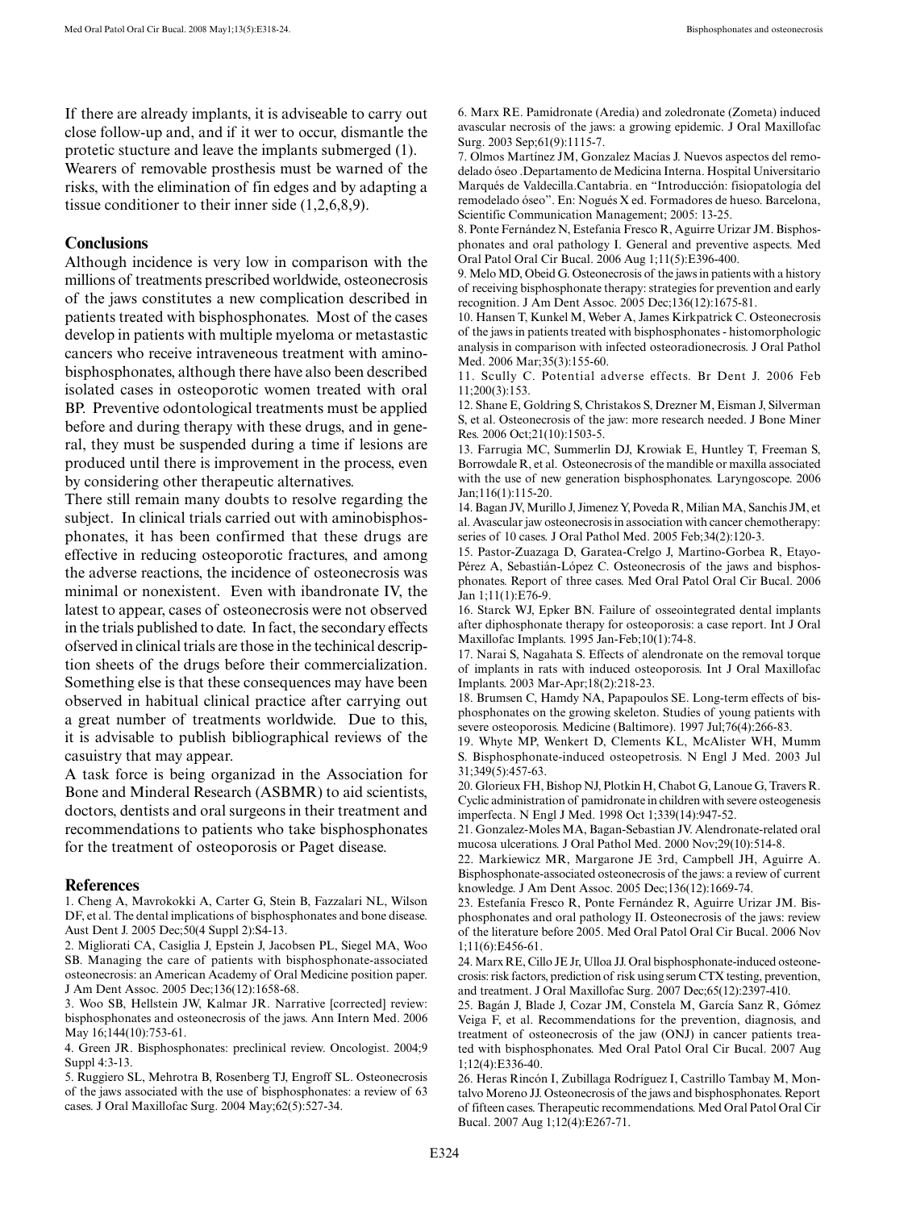If there are already implants, it is adviseable to carry out close follow-up and, and if it wer to occur, dismantle the protetic stucture and leave the implants submerged (1).

Wearers of removable prosthesis must be warned of the risks, with the elimination of fin edges and by adapting a tissue conditioner to their inner side (1,2,6,8,9).

## Conclusions

Although incidence is very low in comparison with the millions of treatments prescribed worldwide, osteonecrosis of the jaws constitutes a new complication described in patients treated with bisphosphonates. Most of the cases develop in patients with multiple myeloma or metastastic cancers who receive intraveneous treatment with aminobisphosphonates, although there have also been described isolated cases in osteoporotic women treated with oral BP. Preventive odontological treatments must be applied before and during therapy with these drugs, and in general, they must be suspended during a time if lesions are produced until there is improvement in the process, even by considering other therapeutic alternatives.

There still remain many doubts to resolve regarding the subject. In clinical trials carried out with aminobisphosphonates, it has been confirmed that these drugs are effective in reducing osteoporotic fractures, and among the adverse reactions, the incidence of osteonecrosis was minimal or nonexistent. Even with ibandronate IV, the latest to appear, cases of osteonecrosis were not observed in the trials published to date. In fact, the secondary effects ofserved in clinical trials are those in the techinical description sheets of the drugs before their commercialization. Something else is that these consequences may have been observed in habitual clinical practice after carrying out a great number of treatments worldwide. Due to this, it is advisable to publish bibliographical reviews of the casuistry that may appear.

A task force is being organizad in the Association for Bone and Minderal Research (ASBMR) to aid scientists, doctors, dentists and oral surgeons in their treatment and recommendations to patients who take bisphosphonates for the treatment of osteoporosis or Paget disease.

## References

1. Cheng A, Mavrokokki A, Carter G, Stein B, Fazzalari NL, Wilson DF, et al. The dental implications of bisphosphonates and bone disease. Aust Dent J. 2005 Dec;50(4 Suppl 2):S4-13.
2. Migliorati CA, Casiglia J, Epstein J, Jacobsen PL, Siegel MA, Woo SB. Managing the care of patients with bisphosphonate-associated osteonecrosis: an American Academy of Oral Medicine position paper. J Am Dent Assoc. 2005 Dec;136(12):1658-68.
3. Woo SB, Hellstein JW, Kalmar JR. Narrative [corrected] review: bisphosphonates and osteonecrosis of the jaws. Ann Intern Med. 2006 May 16;144(10):753-61.
4. Green JR. Bisphosphonates: preclinical review. Oncologist. 2004;9 Suppl 4:3-13.
5. Ruggiero SL, Mehrotra B, Rosenberg TJ, Engroff SL. Osteonecrosis of the jaws associated with the use of bisphosphonates: a review of 63 cases. J Oral Maxillofac Surg. 2004 May;62(5):527-34.
6. Marx RE. Pamidronate (Aredia) and zoledronate (Zometa) induced avascular necrosis of the jaws: a growing epidemic. J Oral Maxillofac Surg. 2003 Sep;61(9):1115-7.
7. Olmos Martínez JM, Gonzalez Macías J. Nuevos aspectos del remodelado óseo .Departamento de Medicina Interna. Hospital Universitario Marqués de Valdecilla.Cantabria. en "Introducción: fisiopatología del remodelado óseo". En: Nogués X ed. Formadores de hueso. Barcelona, Scientific Communication Management; 2005: 13-25.
8. Ponte Fernández N, Estefania Fresco R, Aguirre Urizar JM. Bisphosphonates and oral pathology I. General and preventive aspects. Med Oral Patol Oral Cir Bucal. 2006 Aug 1;11(5):E396-400.
9. Melo MD, Obeid G. Osteonecrosis of the jaws in patients with a history of receiving bisphosphonate therapy: strategies for prevention and early recognition. J Am Dent Assoc. 2005 Dec;136(12):1675-81.
10. Hansen T, Kunkel M, Weber A, James Kirkpatrick C. Osteonecrosis of the jaws in patients treated with bisphosphonates - histomorphologic analysis in comparison with infected osteoradionecrosis. J Oral Pathol Med. 2006 Mar;35(3):155-60.
11. Scully C. Potential adverse effects. Br Dent J. 2006 Feb 11;200(3):153.
12. Shane E, Goldring S, Christakos S, Drezner M, Eisman J, Silverman S, et al. Osteonecrosis of the jaw: more research needed. J Bone Miner Res. 2006 Oct;21(10):1503-5.
13. Farrugia MC, Summerlin DJ, Krowiak E, Huntley T, Freeman S, Borrowdale R, et al. Osteonecrosis of the mandible or maxilla associated with the use of new generation bisphosphonates. Laryngoscope. 2006 Jan;116(1):115-20.
14. Bagan JV, Murillo J, Jimenez Y, Poveda R, Milian MA, Sanchis JM, et al. Avascular jaw osteonecrosis in association with cancer chemotherapy: series of 10 cases. J Oral Pathol Med. 2005 Feb;34(2):120-3.
15. Pastor-Zuazaga D, Garatea-Crelgo J, Martino-Gorbea R, Etayo-Pérez A, Sebastián-López C. Osteonecrosis of the jaws and bisphosphonates. Report of three cases. Med Oral Patol Oral Cir Bucal. 2006 Jan 1;11(1):E76-9.
16. Starck WJ, Epker BN. Failure of osseointegrated dental implants after diphosphonate therapy for osteoporosis: a case report. Int J Oral Maxillofac Implants. 1995 Jan-Feb;10(1):74-8.
17. Narai S, Nagahata S. Effects of alendronate on the removal torque of implants in rats with induced osteoporosis. Int J Oral Maxillofac Implants. 2003 Mar-Apr;18(2):218-23.
18. Brumsen C, Hamdy NA, Papapoulos SE. Long-term effects of bisphosphonates on the growing skeleton. Studies of young patients with severe osteoporosis. Medicine (Baltimore). 1997 Jul;76(4):266-83.
19. Whyte MP, Wenkert D, Clements KL, McAlister WH, Mumm S. Bisphosphonate-induced osteopetrosis. N Engl J Med. 2003 Jul 31;349(5):457-63.
20. Glorieux FH, Bishop NJ, Plotkin H, Chabot G, Lanoue G, Travers R. Cyclic administration of pamidronate in children with severe osteogenesis imperfecta. N Engl J Med. 1998 Oct 1;339(14):947-52.
21. Gonzalez-Moles MA, Bagan-Sebastian JV. Alendronate-related oral mucosa ulcerations. J Oral Pathol Med. 2000 Nov;29(10):514-8.
22. Markiewicz MR, Margarone JE 3rd, Campbell JH, Aguirre A. Bisphosphonate-associated osteonecrosis of the jaws: a review of current knowledge. J Am Dent Assoc. 2005 Dec;136(12):1669-74.
23. Estefanía Fresco R, Ponte Fernández R, Aguirre Urizar JM. Bisphosphonates and oral pathology II. Osteonecrosis of the jaws: review of the literature before 2005. Med Oral Patol Oral Cir Bucal. 2006 Nov 1;11(6):E456-61.
24. Marx RE, Cillo JE Jr, Ulloa JJ. Oral bisphosphonate-induced osteonecrosis: risk factors, prediction of risk using serum CTX testing, prevention, and treatment. J Oral Maxillofac Surg. 2007 Dec;65(12):2397-410.
25. Bagán J, Blade J, Cozar JM, Constela M, García Sanz R, Gómez Veiga F, et al. Recommendations for the prevention, diagnosis, and treatment of osteonecrosis of the jaw (ONJ) in cancer patients treated with bisphosphonates. Med Oral Patol Oral Cir Bucal. 2007 Aug 1;12(4):E336-40.
26. Heras Rincón I, Zubillaga Rodríguez I, Castrillo Tambay M, Montalvo Moreno JJ. Osteonecrosis of the jaws and bisphosphonates. Report of fifteen cases. Therapeutic recommendations. Med Oral Patol Oral Cir Bucal. 2007 Aug 1;12(4):E267-71.